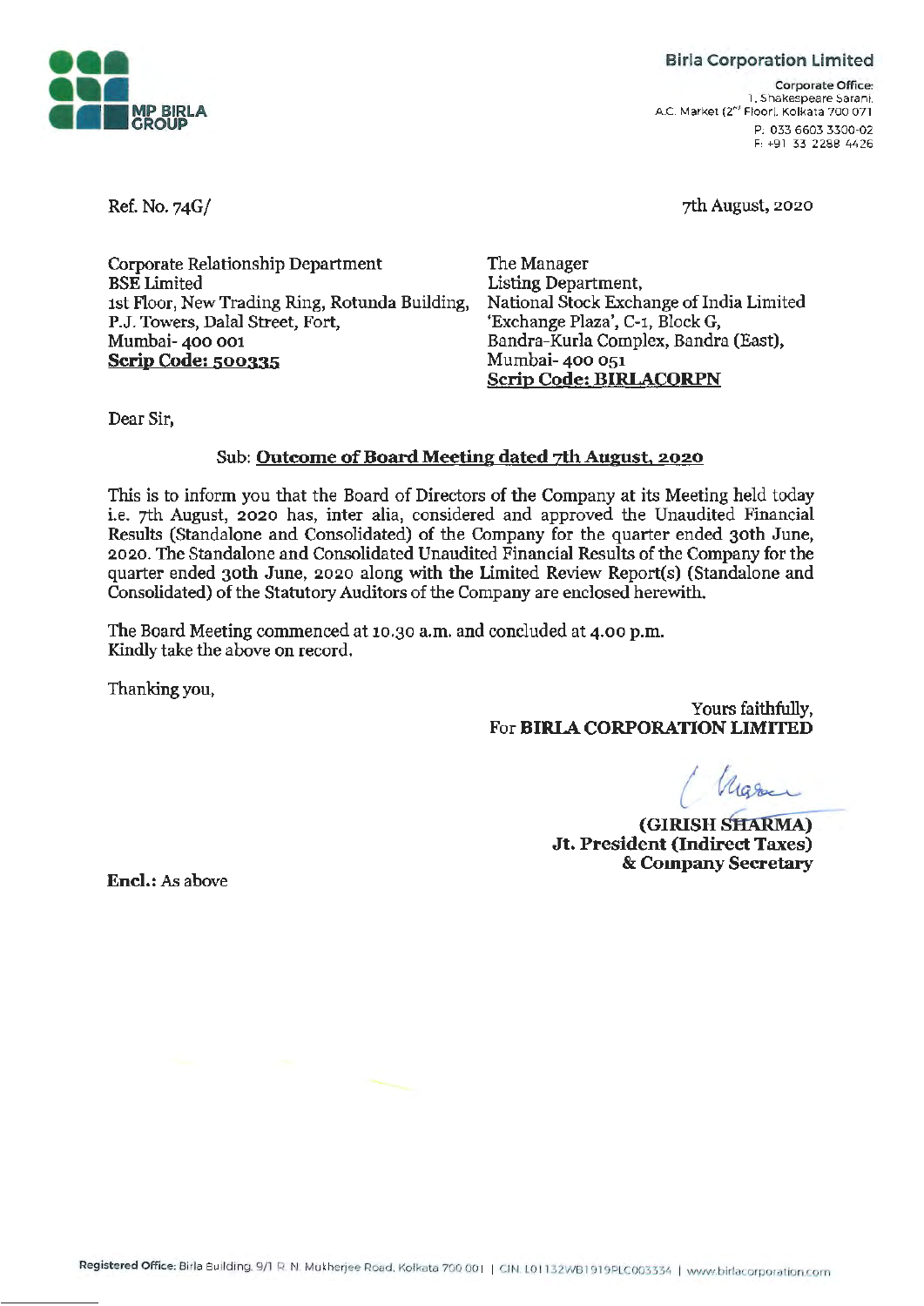MP BIRLA GROUP

**Birla Corporation Limited**

Corporate Office:
1, Shakespeare Sarani,
A.C. Market (2nd Floor), Kolkata 700 071
P: 033 6603 3300-02
F: +91 33 2288 4426

Ref. No. 74G/

7th August, 2020

Corporate Relationship Department
BSE Limited
1st Floor, New Trading Ring, Rotunda Building,
P.J. Towers, Dalal Street, Fort,
Mumbai- 400 001
**Scrip Code: 500335**

The Manager
Listing Department,
National Stock Exchange of India Limited
'Exchange Plaza', C-1, Block G,
Bandra-Kurla Complex, Bandra (East),
Mumbai- 400 051
**Scrip Code: BIRLACORPN**

Dear Sir,

Sub: **Outcome of Board Meeting dated 7th August, 2020**

This is to inform you that the Board of Directors of the Company at its Meeting held today i.e. 7th August, 2020 has, inter alia, considered and approved the Unaudited Financial Results (Standalone and Consolidated) of the Company for the quarter ended 30th June, 2020. The Standalone and Consolidated Unaudited Financial Results of the Company for the quarter ended 30th June, 2020 along with the Limited Review Report(s) (Standalone and Consolidated) of the Statutory Auditors of the Company are enclosed herewith.

The Board Meeting commenced at 10.30 a.m. and concluded at 4.00 p.m.
Kindly take the above on record.

Thanking you,

Yours faithfully,
For **BIRLA CORPORATION LIMITED**

**(GIRISH SHARMA)**
**Jt. President (Indirect Taxes)**
**& Company Secretary**

**Encl.:** As above

Registered Office: Birla Building, 9/1 R. N. Mukherjee Road, Kolkata 700 001 | CIN: L01132WB1919PLC003334 | www.birlacorporation.com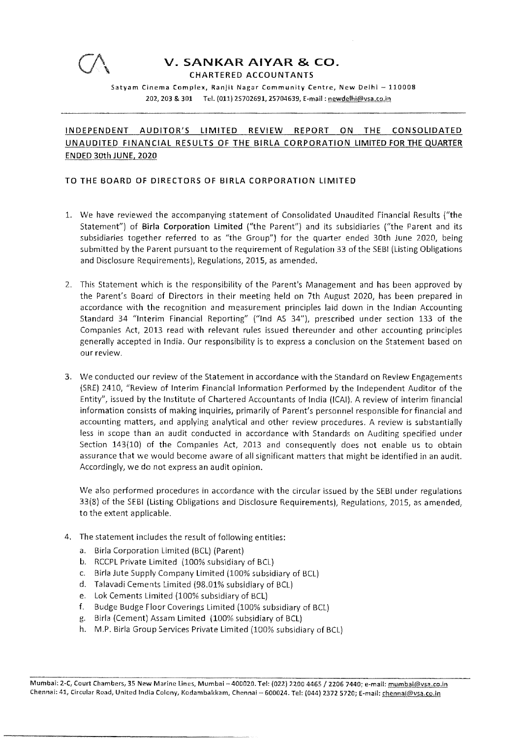# V. SANKAR AIYAR & CO.

CHARTERED ACCOUNTANTS

Satyam Cinema Complex, Ranjit Nagar Community Centre, New Delhi – 110008
202, 203 & 301 Tel. (011) 25702691, 25704639, E-mail : newdelhi@vsa.co.in

## INDEPENDENT AUDITOR'S LIMITED REVIEW REPORT ON THE CONSOLIDATED UNAUDITED FINANCIAL RESULTS OF THE BIRLA CORPORATION LIMITED FOR THE QUARTER ENDED 30th JUNE, 2020

### TO THE BOARD OF DIRECTORS OF BIRLA CORPORATION LIMITED

1. We have reviewed the accompanying statement of Consolidated Unaudited Financial Results ("the Statement") of **Birla Corporation Limited** ("the Parent") and its subsidiaries ("the Parent and its subsidiaries together referred to as "the Group") for the quarter ended 30th June 2020, being submitted by the Parent pursuant to the requirement of Regulation 33 of the SEBI (Listing Obligations and Disclosure Requirements), Regulations, 2015, as amended.

2. This Statement which is the responsibility of the Parent's Management and has been approved by the Parent's Board of Directors in their meeting held on 7th August 2020, has been prepared in accordance with the recognition and measurement principles laid down in the Indian Accounting Standard 34 "Interim Financial Reporting" ("Ind AS 34"), prescribed under section 133 of the Companies Act, 2013 read with relevant rules issued thereunder and other accounting principles generally accepted in India. Our responsibility is to express a conclusion on the Statement based on our review.

3. We conducted our review of the Statement in accordance with the Standard on Review Engagements (SRE) 2410, "Review of Interim Financial Information Performed by the Independent Auditor of the Entity", issued by the Institute of Chartered Accountants of India (ICAI). A review of interim financial information consists of making inquiries, primarily of Parent's personnel responsible for financial and accounting matters, and applying analytical and other review procedures. A review is substantially less in scope than an audit conducted in accordance with Standards on Auditing specified under Section 143(10) of the Companies Act, 2013 and consequently does not enable us to obtain assurance that we would become aware of all significant matters that might be identified in an audit. Accordingly, we do not express an audit opinion.

   We also performed procedures in accordance with the circular issued by the SEBI under regulations 33(8) of the SEBI (Listing Obligations and Disclosure Requirements), Regulations, 2015, as amended, to the extent applicable.

4. The statement includes the result of following entities:
   a. Birla Corporation Limited (BCL) (Parent)
   b. RCCPL Private Limited (100% subsidiary of BCL)
   c. Birla Jute Supply Company Limited (100% subsidiary of BCL)
   d. Talavadi Cements Limited (98.01% subsidiary of BCL)
   e. Lok Cements Limited (100% subsidiary of BCL)
   f. Budge Budge Floor Coverings Limited (100% subsidiary of BCL)
   g. Birla (Cement) Assam Limited (100% subsidiary of BCL)
   h. M.P. Birla Group Services Private Limited (100% subsidiary of BCL)

Mumbai: 2-C, Court Chambers, 35 New Marine Lines, Mumbai – 400020. Tel: (022) 2200 4465 / 2206 7440; e-mail: mumbai@vsa.co.in
Chennai: 41, Circular Road, United India Colony, Kodambakkam, Chennai – 600024. Tel: (044) 2372 5720; E-mail: chennai@vsa.co.in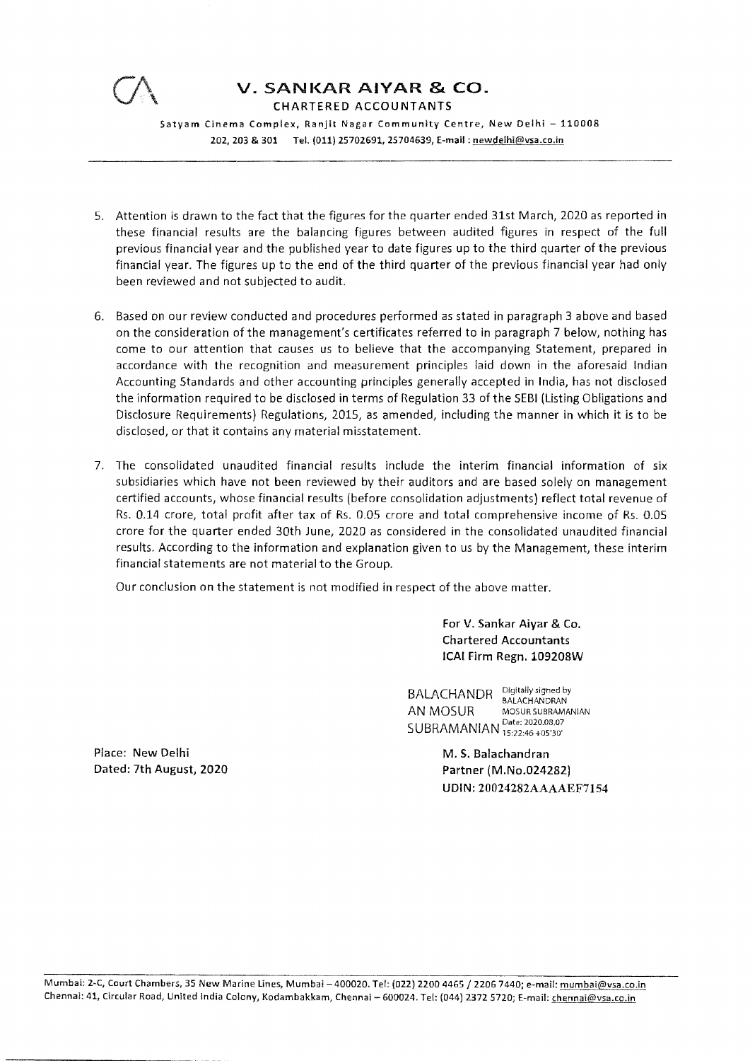# V. SANKAR AIYAR & CO.

CHARTERED ACCOUNTANTS

Satyam Cinema Complex, Ranjit Nagar Community Centre, New Delhi – 110008
202, 203 & 301 Tel. (011) 25702691, 25704639, E-mail : newdelhi@vsa.co.in

5. Attention is drawn to the fact that the figures for the quarter ended 31st March, 2020 as reported in these financial results are the balancing figures between audited figures in respect of the full previous financial year and the published year to date figures up to the third quarter of the previous financial year. The figures up to the end of the third quarter of the previous financial year had only been reviewed and not subjected to audit.

6. Based on our review conducted and procedures performed as stated in paragraph 3 above and based on the consideration of the management's certificates referred to in paragraph 7 below, nothing has come to our attention that causes us to believe that the accompanying Statement, prepared in accordance with the recognition and measurement principles laid down in the aforesaid Indian Accounting Standards and other accounting principles generally accepted in India, has not disclosed the information required to be disclosed in terms of Regulation 33 of the SEBI (Listing Obligations and Disclosure Requirements) Regulations, 2015, as amended, including the manner in which it is to be disclosed, or that it contains any material misstatement.

7. The consolidated unaudited financial results include the interim financial information of six subsidiaries which have not been reviewed by their auditors and are based solely on management certified accounts, whose financial results (before consolidation adjustments) reflect total revenue of Rs. 0.14 crore, total profit after tax of Rs. 0.05 crore and total comprehensive income of Rs. 0.05 crore for the quarter ended 30th June, 2020 as considered in the consolidated unaudited financial results. According to the information and explanation given to us by the Management, these interim financial statements are not material to the Group.

   Our conclusion on the statement is not modified in respect of the above matter.

For V. Sankar Aiyar & Co.
Chartered Accountants
ICAI Firm Regn. 109208W

BALACHANDRAN MOSUR SUBRAMANIAN
Digitally signed by BALACHANDRAN MOSUR SUBRAMANIAN
Date: 2020.08.07 15:22:46 +05'30'

Place: New Delhi
Dated: 7th August, 2020

M. S. Balachandran
Partner (M.No.024282)
UDIN: 20024282AAAAEF7154

Mumbai: 2-C, Court Chambers, 35 New Marine Lines, Mumbai – 400020. Tel: (022) 2200 4465 / 2206 7440; e-mail: mumbai@vsa.co.in
Chennai: 41, Circular Road, United India Colony, Kodambakkam, Chennai – 600024. Tel: (044) 2372 5720; E-mail: chennai@vsa.co.in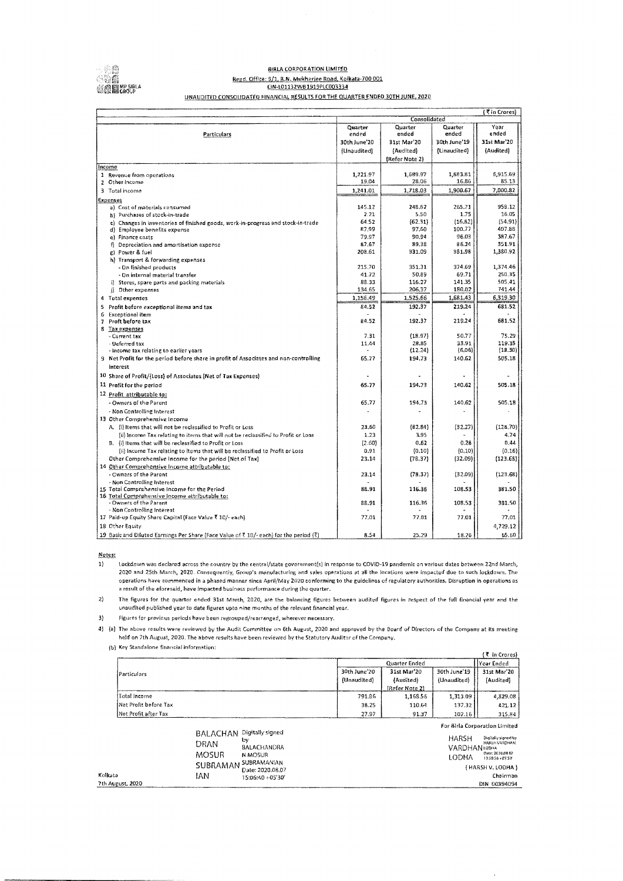# BIRLA CORPORATION LIMITED

Regd. Office: 9/1, R.N. Mukherjee Road, Kolkata-700 001

CIN-L01132WB1919PLC003334

## UNAUDITED CONSOLIDATED FINANCIAL RESULTS FOR THE QUARTER ENDED 30TH JUNE, 2020

(₹ in Crores)

| Particulars | Consolidated | | | |
|---|---|---|---|---|
| | Quarter ended 30th June'20 (Unaudited) | Quarter ended 31st Mar'20 (Audited) (Refer Note 2) | Quarter ended 30th June'19 (Unaudited) | Year ended 31st Mar'20 (Audited) |
| **Income** | | | | |
| 1 Revenue from operations | 1,221.97 | 1,689.97 | 1,883.81 | 6,915.69 |
| 2 Other income | 19.04 | 28.06 | 16.86 | 85.13 |
| 3 Total income | 1,241.01 | 1,718.03 | 1,900.67 | 7,000.82 |
| **Expenses** | | | | |
| a) Cost of materials consumed | 145.12 | 248.62 | 265.71 | 959.12 |
| b) Purchases of stock-in-trade | 2.21 | 5.50 | 1.75 | 16.05 |
| c) Changes in inventories of finished goods, work-in-progress and stock-in-trade | 64.52 | (62.31) | (16.82) | (54.91) |
| d) Employee benefits expense | 87.99 | 97.60 | 100.77 | 407.88 |
| e) Finance costs | 79.97 | 90.94 | 96.03 | 387.67 |
| f) Depreciation and amortisation expense | 87.67 | 89.38 | 86.24 | 351.91 |
| g) Power & fuel | 208.61 | 331.09 | 381.98 | 1,380.92 |
| h) Transport & forwarding expenses | | | | |
| - On finished products | 215.70 | 351.31 | 374.69 | 1,374.46 |
| - On internal material transfer | 41.72 | 50.89 | 69.71 | 250.35 |
| i) Stores, spare parts and packing materials | 88.33 | 116.27 | 141.35 | 505.41 |
| j) Other expenses | 134.65 | 206.37 | 180.02 | 741.44 |
| 4 Total expenses | 1,156.49 | 1,525.66 | 1,681.43 | 6,319.30 |
| 5 Profit before exceptional items and tax | 84.52 | 192.37 | 219.24 | 681.52 |
| 6 Exceptional item | - | - | - | - |
| 7 Profit before tax | 84.52 | 192.37 | 219.24 | 681.52 |
| 8 Tax expenses | | | | |
| - Current tax | 7.31 | (18.97) | 50.77 | 75.29 |
| - Deferred tax | 11.44 | 28.85 | 33.91 | 119.35 |
| - Income tax relating to earlier years | - | (12.24) | (6.06) | (18.30) |
| 9 Net Profit for the period before share in profit of Associates and non-controlling interest | 65.77 | 194.73 | 140.62 | 505.18 |
| 10 Share of Profit/(Loss) of Associates (Net of Tax Expenses) | - | - | - | - |
| 11 Profit for the period | 65.77 | 194.73 | 140.62 | 505.18 |
| 12 Profit attributable to: | | | | |
| - Owners of the Parent | 65.77 | 194.73 | 140.62 | 505.18 |
| - Non Controlling Interest | - | - | - | - |
| 13 Other Comprehensive Income | | | | |
| A. (i) Items that will not be reclassified to Profit or Loss | 23.60 | (82.84) | (32.27) | (128.70) |
| (ii) Income Tax relating to items that will not be reclassified to Profit or Loss | 1.23 | 3.95 | - | 4.74 |
| B. (i) Items that will be reclassified to Profit or Loss | (2.60) | 0.62 | 0.28 | 0.44 |
| (ii) Income Tax relating to items that will be reclassified to Profit or Loss | 0.91 | (0.10) | (0.10) | (0.16) |
| Other Comprehensive Income for the period (Net of Tax) | 23.14 | (78.37) | (32.09) | (123.68) |
| 14 Other Comprehensive Income attributable to: | | | | |
| - Owners of the Parent | 23.14 | (78.37) | (32.09) | (123.68) |
| - Non Controlling Interest | - | - | - | - |
| 15 Total Comprehensive Income for the Period | 88.91 | 116.36 | 108.53 | 381.50 |
| 16 Total Comprehensive Income attributable to: | | | | |
| - Owners of the Parent | 88.91 | 116.36 | 108.53 | 381.50 |
| - Non Controlling Interest | - | - | - | - |
| 17 Paid-up Equity Share Capital (Face Value ₹ 10/- each) | 77.01 | 77.01 | 77.01 | 77.01 |
| 18 Other Equity | | | | 4,729.12 |
| 19 Basic and Diluted Earnings Per Share (Face Value of ₹ 10/- each) for the period (₹) | 8.54 | 25.29 | 18.26 | 65.60 |

**Notes:**

1) Lockdown was declared across the country by the central/state government(s) in response to COVID-19 pandemic on various dates between 22nd March, 2020 and 25th March, 2020. Consequently, Group's manufacturing and sales operations at all the locations were impacted due to such lockdown. The operations have commenced in a phased manner since April/May 2020 conforming to the guidelines of regulatory authorities. Disruption in operations as a result of the aforesaid, have impacted business performance during the quarter.

2) The figures for the quarter ended 31st March, 2020, are the balancing figures between audited figures in respect of the full financial year and the unaudited published year to date figures upto nine months of the relevant financial year.

3) Figures for previous periods have been regrouped/rearranged, wherever necessary.

4) (a) The above results were reviewed by the Audit Committee on 6th August, 2020 and approved by the Board of Directors of the Company at its meeting held on 7th August, 2020. The above results have been reviewed by the Statutory Auditor of the Company.

(b) Key Standalone financial information:

(₹ in Crores)

| Particulars | Quarter Ended | | | Year Ended |
|---|---|---|---|---|
| | 30th June'20 (Unaudited) | 31st Mar'20 (Audited) (Refer Note 2) | 30th June'19 (Unaudited) | 31st Mar'20 (Audited) |
| Total Income | 791.86 | 1,168.56 | 1,313.09 | 4,829.08 |
| Net Profit before Tax | 38.25 | 110.64 | 137.32 | 421.12 |
| Net Profit after Tax | 27.97 | 91.37 | 102.16 | 315.84 |

BALACHANDRAN MOSUR SUBRAMANIAN — Digitally signed by BALACHANDRA N MOSUR SUBRAMANIAN Date: 2020.08.07 15:06:40 +05'30'

For Birla Corporation Limited

HARSH VARDHAN LODHA — Digitally signed by HARSH VARDHAN LODHA Date: 2020.08.07 15:50:56 +05'30'

(HARSH V. LODHA)

Chairman

DIN 00394094

Kolkata

7th August, 2020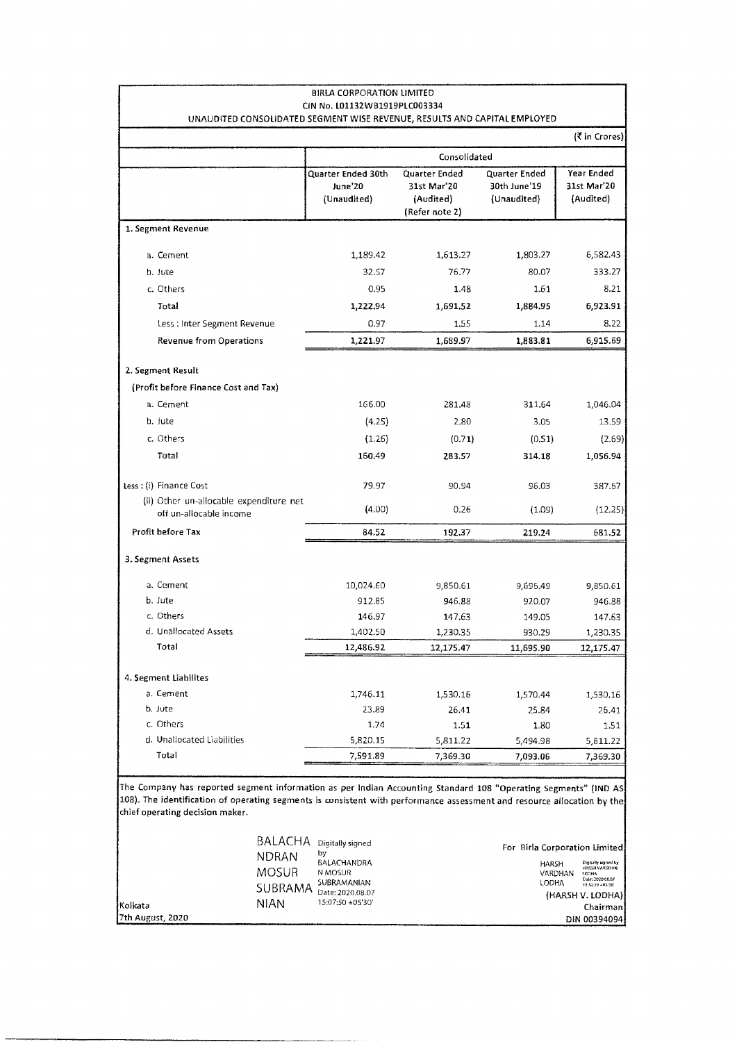BIRLA CORPORATION LIMITED

CIN No. L01132WB1919PLC003334

UNAUDITED CONSOLIDATED SEGMENT WISE REVENUE, RESULTS AND CAPITAL EMPLOYED

(₹ in Crores)

| | Consolidated | | | |
|---|---|---|---|---|
| | Quarter Ended 30th June'20 (Unaudited) | Quarter Ended 31st Mar'20 (Audited) (Refer note 2) | Quarter Ended 30th June'19 (Unaudited) | Year Ended 31st Mar'20 (Audited) |
| **1. Segment Revenue** | | | | |
| a. Cement | 1,189.42 | 1,613.27 | 1,803.27 | 6,582.43 |
| b. Jute | 32.57 | 76.77 | 80.07 | 333.27 |
| c. Others | 0.95 | 1.48 | 1.61 | 8.21 |
| **Total** | **1,222.94** | **1,691.52** | **1,884.95** | **6,923.91** |
| Less : Inter Segment Revenue | 0.97 | 1.55 | 1.14 | 8.22 |
| **Revenue from Operations** | **1,221.97** | **1,689.97** | **1,883.81** | **6,915.69** |
| **2. Segment Result** | | | | |
| **(Profit before Finance Cost and Tax)** | | | | |
| a. Cement | 166.00 | 281.48 | 311.64 | 1,046.04 |
| b. Jute | (4.25) | 2.80 | 3.05 | 13.59 |
| c. Others | (1.26) | (0.71) | (0.51) | (2.69) |
| **Total** | **160.49** | **283.57** | **314.18** | **1,056.94** |
| Less : (i) Finance Cost | 79.97 | 90.94 | 96.03 | 387.67 |
| (ii) Other un-allocable expenditure net off un-allocable income | (4.00) | 0.26 | (1.09) | (12.25) |
| **Profit before Tax** | **84.52** | **192.37** | **219.24** | **681.52** |
| **3. Segment Assets** | | | | |
| a. Cement | 10,024.60 | 9,850.61 | 9,696.49 | 9,850.61 |
| b. Jute | 912.85 | 946.88 | 920.07 | 946.88 |
| c. Others | 146.97 | 147.63 | 149.05 | 147.63 |
| d. Unallocated Assets | 1,402.50 | 1,230.35 | 930.29 | 1,230.35 |
| **Total** | **12,486.92** | **12,175.47** | **11,695.90** | **12,175.47** |
| **4. Segment Liabilites** | | | | |
| a. Cement | 1,746.11 | 1,530.16 | 1,570.44 | 1,530.16 |
| b. Jute | 23.89 | 26.41 | 25.84 | 26.41 |
| c. Others | 1.74 | 1.51 | 1.80 | 1.51 |
| d. Unallocated Liabilities | 5,820.15 | 5,811.22 | 5,494.98 | 5,811.22 |
| **Total** | **7,591.89** | **7,369.30** | **7,093.06** | **7,369.30** |

The Company has reported segment information as per Indian Accounting Standard 108 "Operating Segments" (IND AS 108). The identification of operating segments is consistent with performance assessment and resource allocation by the chief operating decision maker.

BALACHANDRAN MOSUR SUBRAMANIAN — Digitally signed by BALACHANDRAN MOSUR SUBRAMANIAN Date: 2020.08.07 15:07:50 +05'30'

For Birla Corporation Limited

HARSH VARDHAN LODHA — Digitally signed by HARSH VARDHAN LODHA Date: 2020.08.07

(HARSH V. LODHA)

Chairman

DIN 00394094

Kolkata

7th August, 2020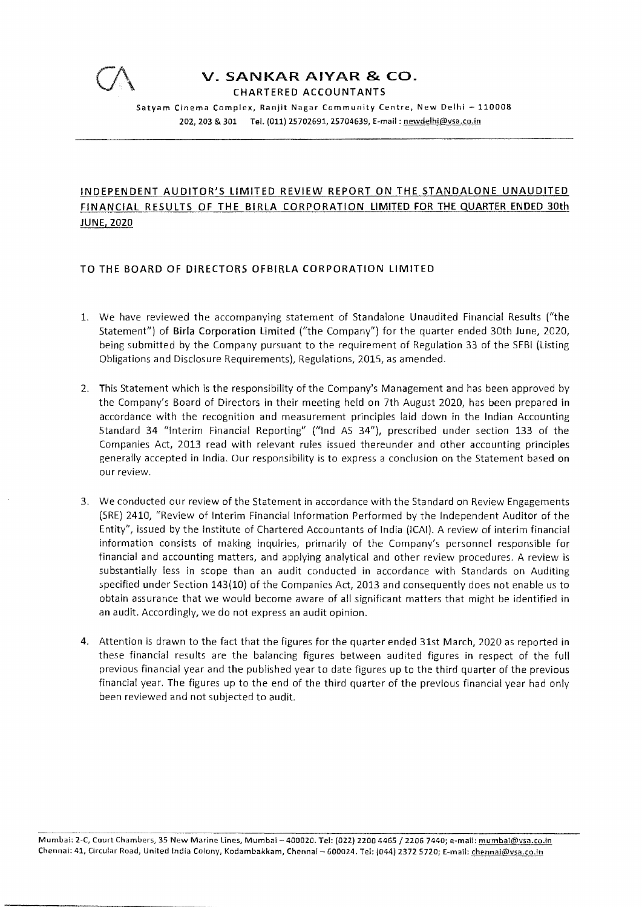# V. SANKAR AIYAR & CO.

CHARTERED ACCOUNTANTS

Satyam Cinema Complex, Ranjit Nagar Community Centre, New Delhi – 110008
202, 203 & 301 Tel. (011) 25702691, 25704639, E-mail : newdelhi@vsa.co.in

## INDEPENDENT AUDITOR'S LIMITED REVIEW REPORT ON THE STANDALONE UNAUDITED FINANCIAL RESULTS OF THE BIRLA CORPORATION LIMITED FOR THE QUARTER ENDED 30th JUNE, 2020

### TO THE BOARD OF DIRECTORS OFBIRLA CORPORATION LIMITED

1. We have reviewed the accompanying statement of Standalone Unaudited Financial Results ("the Statement") of **Birla Corporation Limited** ("the Company") for the quarter ended 30th June, 2020, being submitted by the Company pursuant to the requirement of Regulation 33 of the SEBI (Listing Obligations and Disclosure Requirements), Regulations, 2015, as amended.

2. This Statement which is the responsibility of the Company's Management and has been approved by the Company's Board of Directors in their meeting held on 7th August 2020, has been prepared in accordance with the recognition and measurement principles laid down in the Indian Accounting Standard 34 "Interim Financial Reporting" ("Ind AS 34"), prescribed under section 133 of the Companies Act, 2013 read with relevant rules issued thereunder and other accounting principles generally accepted in India. Our responsibility is to express a conclusion on the Statement based on our review.

3. We conducted our review of the Statement in accordance with the Standard on Review Engagements (SRE) 2410, "Review of Interim Financial Information Performed by the Independent Auditor of the Entity", issued by the Institute of Chartered Accountants of India (ICAI). A review of interim financial information consists of making inquiries, primarily of the Company's personnel responsible for financial and accounting matters, and applying analytical and other review procedures. A review is substantially less in scope than an audit conducted in accordance with Standards on Auditing specified under Section 143(10) of the Companies Act, 2013 and consequently does not enable us to obtain assurance that we would become aware of all significant matters that might be identified in an audit. Accordingly, we do not express an audit opinion.

4. Attention is drawn to the fact that the figures for the quarter ended 31st March, 2020 as reported in these financial results are the balancing figures between audited figures in respect of the full previous financial year and the published year to date figures up to the third quarter of the previous financial year. The figures up to the end of the third quarter of the previous financial year had only been reviewed and not subjected to audit.

Mumbai: 2-C, Court Chambers, 35 New Marine Lines, Mumbai – 400020. Tel: (022) 2200 4465 / 2206 7440; e-mail: mumbai@vsa.co.in
Chennai: 41, Circular Road, United India Colony, Kodambakkam, Chennai – 600024. Tel: (044) 2372 5720; E-mail: chennai@vsa.co.in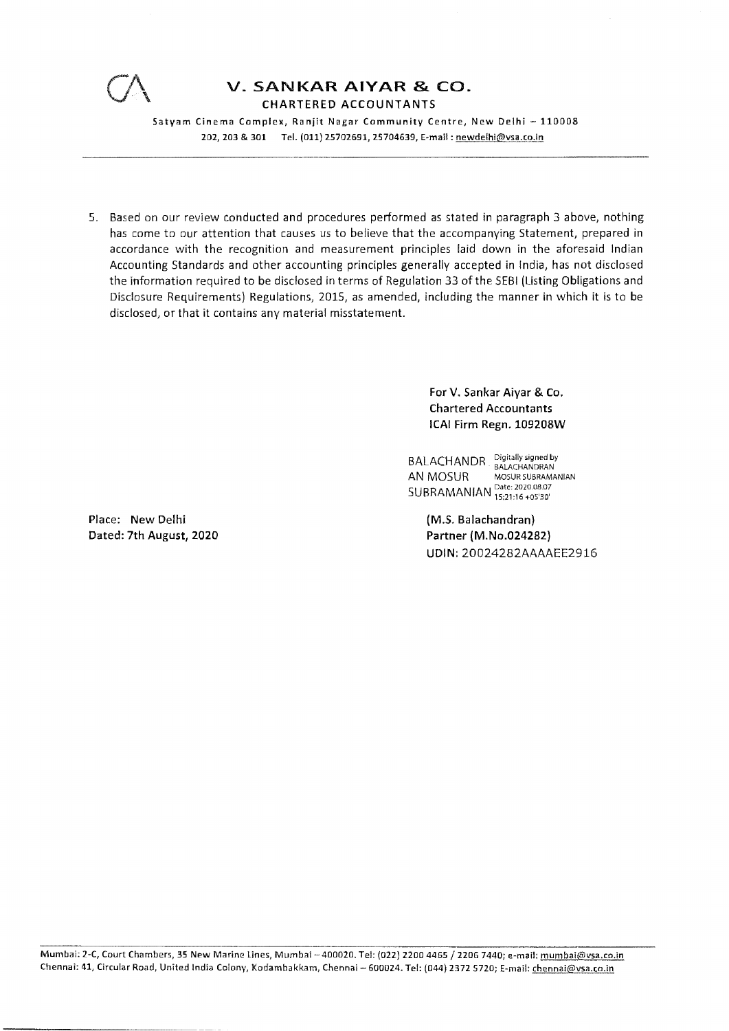# V. SANKAR AIYAR & CO.

**CHARTERED ACCOUNTANTS**

Satyam Cinema Complex, Ranjit Nagar Community Centre, New Delhi – 110008
202, 203 & 301 Tel. (011) 25702691, 25704639, E-mail : newdelhi@vsa.co.in

---

5. Based on our review conducted and procedures performed as stated in paragraph 3 above, nothing has come to our attention that causes us to believe that the accompanying Statement, prepared in accordance with the recognition and measurement principles laid down in the aforesaid Indian Accounting Standards and other accounting principles generally accepted in India, has not disclosed the information required to be disclosed in terms of Regulation 33 of the SEBI (Listing Obligations and Disclosure Requirements) Regulations, 2015, as amended, including the manner in which it is to be disclosed, or that it contains any material misstatement.

**For V. Sankar Aiyar & Co.**
**Chartered Accountants**
**ICAI Firm Regn. 109208W**

BALACHANDRAN MOSUR SUBRAMANIAN
Digitally signed by BALACHANDRAN MOSUR SUBRAMANIAN
Date: 2020.08.07 15:21:16 +05'30'

Place: New Delhi
Dated: 7th August, 2020

**(M.S. Balachandran)**
**Partner (M.No.024282)**
UDIN: 20024282AAAAEE2916

---

Mumbai: 2-C, Court Chambers, 35 New Marine Lines, Mumbai – 400020. Tel: (022) 2200 4465 / 2206 7440; e-mail: mumbai@vsa.co.in
Chennai: 41, Circular Road, United India Colony, Kodambakkam, Chennai – 600024. Tel: (044) 2372 5720; E-mail: chennai@vsa.co.in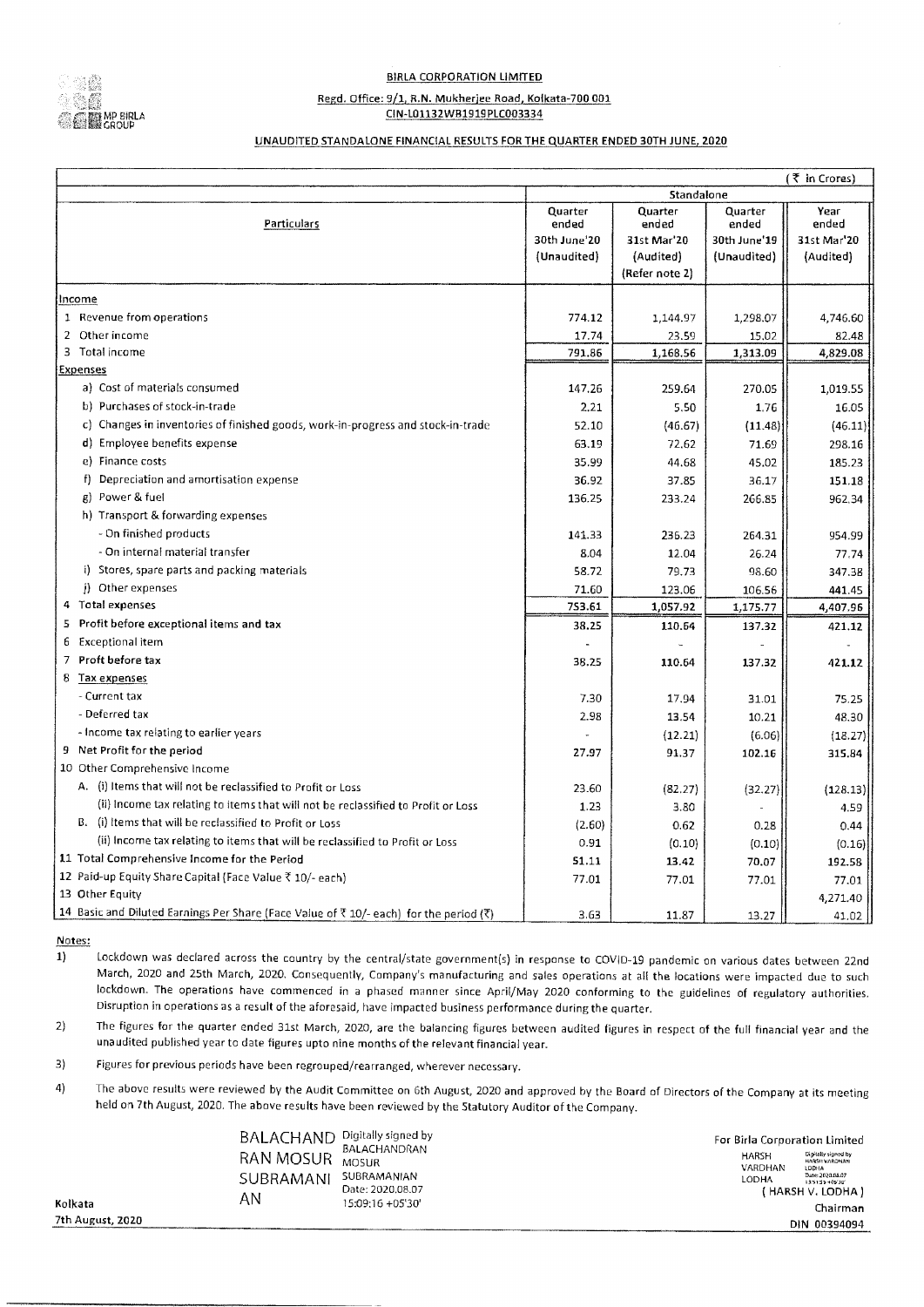# BIRLA CORPORATION LIMITED

Regd. Office: 9/1, R.N. Mukherjee Road, Kolkata-700 001

CIN-L01132WB1919PLC003334

## UNAUDITED STANDALONE FINANCIAL RESULTS FOR THE QUARTER ENDED 30TH JUNE, 2020

(₹ in Crores)

| Particulars | Standalone | | | |
|---|---|---|---|---|
| | Quarter ended 30th June'20 (Unaudited) | Quarter ended 31st Mar'20 (Audited) (Refer note 2) | Quarter ended 30th June'19 (Unaudited) | Year ended 31st Mar'20 (Audited) |
| **Income** | | | | |
| 1 Revenue from operations | 774.12 | 1,144.97 | 1,298.07 | 4,746.60 |
| 2 Other income | 17.74 | 23.59 | 15.02 | 82.48 |
| 3 Total income | 791.86 | 1,168.56 | 1,313.09 | 4,829.08 |
| **Expenses** | | | | |
| a) Cost of materials consumed | 147.26 | 259.64 | 270.05 | 1,019.55 |
| b) Purchases of stock-in-trade | 2.21 | 5.50 | 1.76 | 16.05 |
| c) Changes in inventories of finished goods, work-in-progress and stock-in-trade | 52.10 | (46.67) | (11.48) | (46.11) |
| d) Employee benefits expense | 63.19 | 72.62 | 71.69 | 298.16 |
| e) Finance costs | 35.99 | 44.68 | 45.02 | 185.23 |
| f) Depreciation and amortisation expense | 36.92 | 37.85 | 36.17 | 151.18 |
| g) Power & fuel | 136.25 | 233.24 | 266.85 | 962.34 |
| h) Transport & forwarding expenses | | | | |
| - On finished products | 141.33 | 236.23 | 264.31 | 954.99 |
| - On internal material transfer | 8.04 | 12.04 | 26.24 | 77.74 |
| i) Stores, spare parts and packing materials | 58.72 | 79.73 | 98.60 | 347.38 |
| j) Other expenses | 71.60 | 123.06 | 106.56 | 441.45 |
| 4 Total expenses | 753.61 | 1,057.92 | 1,175.77 | 4,407.96 |
| 5 Profit before exceptional items and tax | 38.25 | 110.64 | 137.32 | 421.12 |
| 6 Exceptional item | - | - | - | - |
| 7 Proft before tax | 38.25 | 110.64 | 137.32 | 421.12 |
| 8 Tax expenses | | | | |
| - Current tax | 7.30 | 17.94 | 31.01 | 75.25 |
| - Deferred tax | 2.98 | 13.54 | 10.21 | 48.30 |
| - Income tax relating to earlier years | - | (12.21) | (6.06) | (18.27) |
| 9 Net Profit for the period | 27.97 | 91.37 | 102.16 | 315.84 |
| 10 Other Comprehensive Income | | | | |
| A. (i) Items that will not be reclassified to Profit or Loss | 23.60 | (82.27) | (32.27) | (128.13) |
| (ii) Income tax relating to items that will not be reclassified to Profit or Loss | 1.23 | 3.80 | - | 4.59 |
| B. (i) Items that will be reclassified to Profit or Loss | (2.60) | 0.62 | 0.28 | 0.44 |
| (ii) Income tax relating to items that will be reclassified to Profit or Loss | 0.91 | (0.10) | (0.10) | (0.16) |
| 11 Total Comprehensive Income for the Period | 51.11 | 13.42 | 70.07 | 192.58 |
| 12 Paid-up Equity Share Capital (Face Value ₹ 10/- each) | 77.01 | 77.01 | 77.01 | 77.01 |
| 13 Other Equity | | | | 4,271.40 |
| 14 Basic and Diluted Earnings Per Share (Face Value of ₹ 10/- each) for the period (₹) | 3.63 | 11.87 | 13.27 | 41.02 |

**Notes:**

1) Lockdown was declared across the country by the central/state government(s) in response to COVID-19 pandemic on various dates between 22nd March, 2020 and 25th March, 2020. Consequently, Company's manufacturing and sales operations at all the locations were impacted due to such lockdown. The operations have commenced in a phased manner since April/May 2020 conforming to the guidelines of regulatory authorities. Disruption in operations as a result of the aforesaid, have impacted business performance during the quarter.

2) The figures for the quarter ended 31st March, 2020, are the balancing figures between audited figures in respect of the full financial year and the unaudited published year to date figures upto nine months of the relevant financial year.

3) Figures for previous periods have been regrouped/rearranged, wherever necessary.

4) The above results were reviewed by the Audit Committee on 6th August, 2020 and approved by the Board of Directors of the Company at its meeting held on 7th August, 2020. The above results have been reviewed by the Statutory Auditor of the Company.

BALACHANDRAN MOSUR SUBRAMANIAN — Digitally signed by BALACHANDRAN MOSUR SUBRAMANIAN Date: 2020.08.07 15:09:16 +05'30'

For Birla Corporation Limited

HARSH VARDHAN LODHA — Digitally signed by HARSH VARDHAN LODHA

( HARSH V. LODHA )

Chairman

DIN 00394094

Kolkata

7th August, 2020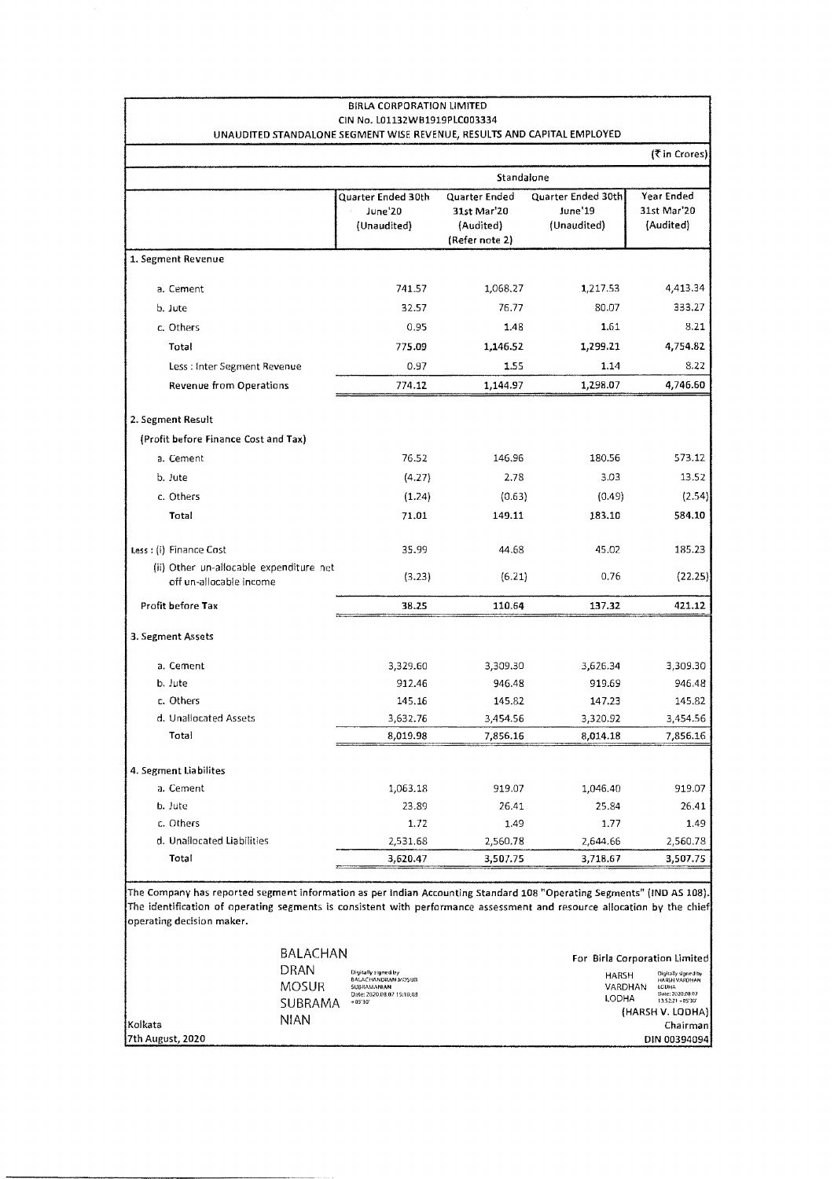BIRLA CORPORATION LIMITED

CIN No. L01132WB1919PLC003334

UNAUDITED STANDALONE SEGMENT WISE REVENUE, RESULTS AND CAPITAL EMPLOYED

(₹ in Crores)

| | Standalone | | | |
|---|---|---|---|---|
| | Quarter Ended 30th June'20 (Unaudited) | Quarter Ended 31st Mar'20 (Audited) (Refer note 2) | Quarter Ended 30th June'19 (Unaudited) | Year Ended 31st Mar'20 (Audited) |
| **1. Segment Revenue** | | | | |
| a. Cement | 741.57 | 1,068.27 | 1,217.53 | 4,413.34 |
| b. Jute | 32.57 | 76.77 | 80.07 | 333.27 |
| c. Others | 0.95 | 1.48 | 1.61 | 8.21 |
| Total | 775.09 | 1,146.52 | 1,299.21 | 4,754.82 |
| Less : Inter Segment Revenue | 0.97 | 1.55 | 1.14 | 8.22 |
| Revenue from Operations | 774.12 | 1,144.97 | 1,298.07 | 4,746.60 |
| **2. Segment Result** | | | | |
| (Profit before Finance Cost and Tax) | | | | |
| a. Cement | 76.52 | 146.96 | 180.56 | 573.12 |
| b. Jute | (4.27) | 2.78 | 3.03 | 13.52 |
| c. Others | (1.24) | (0.63) | (0.49) | (2.54) |
| Total | 71.01 | 149.11 | 183.10 | 584.10 |
| Less : (i) Finance Cost | 35.99 | 44.68 | 45.02 | 185.23 |
| (ii) Other un-allocable expenditure net off un-allocable income | (3.23) | (6.21) | 0.76 | (22.25) |
| Profit before Tax | 38.25 | 110.64 | 137.32 | 421.12 |
| **3. Segment Assets** | | | | |
| a. Cement | 3,329.60 | 3,309.30 | 3,626.34 | 3,309.30 |
| b. Jute | 912.46 | 946.48 | 919.69 | 946.48 |
| c. Others | 145.16 | 145.82 | 147.23 | 145.82 |
| d. Unallocated Assets | 3,632.76 | 3,454.56 | 3,320.92 | 3,454.56 |
| Total | 8,019.98 | 7,856.16 | 8,014.18 | 7,856.16 |
| **4. Segment Liabilites** | | | | |
| a. Cement | 1,063.18 | 919.07 | 1,046.40 | 919.07 |
| b. Jute | 23.89 | 26.41 | 25.84 | 26.41 |
| c. Others | 1.72 | 1.49 | 1.77 | 1.49 |
| d. Unallocated Liabilities | 2,531.68 | 2,560.78 | 2,644.66 | 2,560.78 |
| Total | 3,620.47 | 3,507.75 | 3,718.67 | 3,507.75 |

The Company has reported segment information as per Indian Accounting Standard 108 "Operating Segments" (IND AS 108). The identification of operating segments is consistent with performance assessment and resource allocation by the chief operating decision maker.

BALACHANDRAN MOSUR SUBRAMANIAN
Digitally signed by BALACHANDRAN MOSUR SUBRAMANIAN
Date: 2020.08.07 15:10:03 +05'30'

For Birla Corporation Limited

HARSH VARDHAN LODHA
Digitally signed by HARSH VARDHAN LODHA
Date: 2020.08.07 13:52:21 +05'30'

(HARSH V. LODHA)
Chairman
DIN 00394094

Kolkata
7th August, 2020